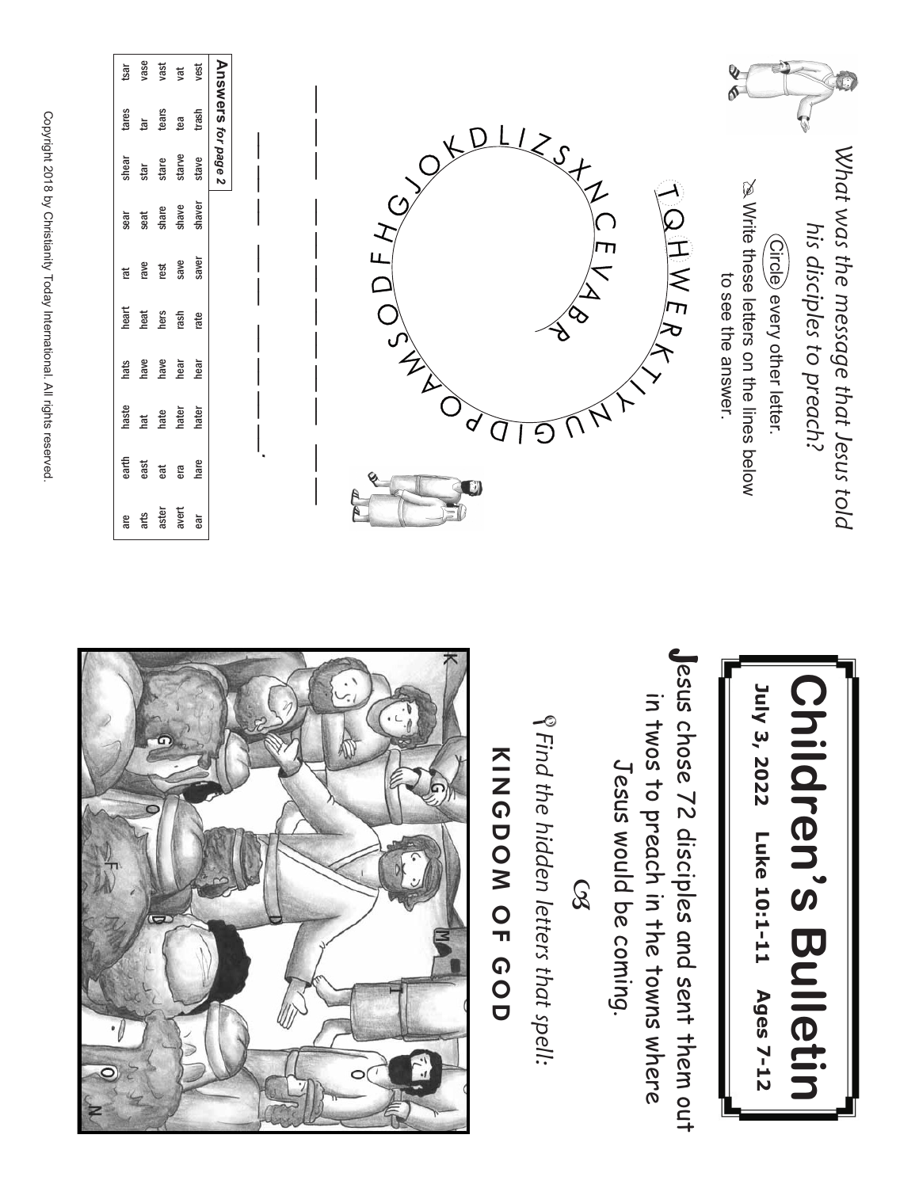*What was the message that Jesus told his disciples to preach?*

Circle every other letter.

Write these letters on the lines below to see the answer.

T Q H W E R K T I Y N U G I D P O A M S O D F H G J O K D L I Z S X N C E V A B R

___ ___ ___ ___ ___ ___ ___ ___ ___ ___ ___ ___ ___ ___ ___ ___ ___ ___ ___ ___ .

**Answers for page 2**

| | | | | | | | | | |
|---|---|---|---|---|---|---|---|---|---|
| vest | trash | stave | shaver | saver | rate | hear | hater | hare | ear |
| vat | tea | stave | shave | save | rash | hear | hater | era | avert |
| vast | tears | stare | share | rest | hers | have | hate | eat | aster |
| vase | tar | star | seat | rave | heat | have | hat | east | arts |
| tsar | tares | shear | sear | rat | heart | hats | haste | earth | are |

Copyright 2018 by Christianity Today International. All rights reserved.

# Children's Bulletin

**July 3, 2022 Luke 10:1-11 Ages 7-12**

Jesus chose 72 disciples and sent them out in twos to preach in the towns where Jesus would be coming.

*Find the hidden letters that spell:*

**KINGDOM OF GOD**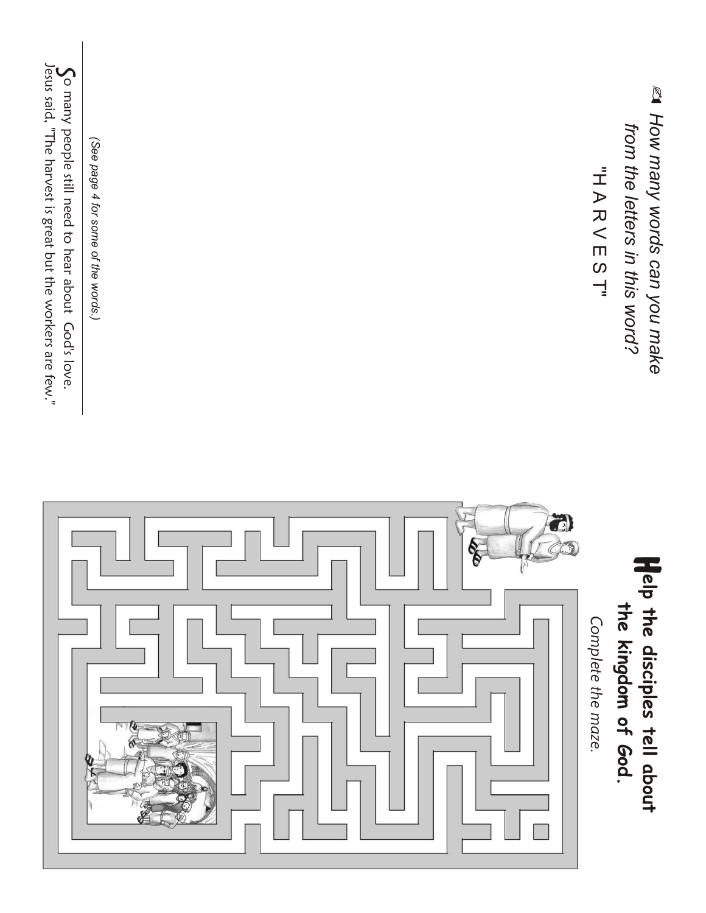## Help the disciples tell about the kingdom of God.

*Complete the maze.*

✎ *How many words can you make from the letters in this word?*

"H A R V E S T"

*(See page 4 for some of the words.)*

So many people still need to hear about God's love. Jesus said, "The harvest is great but the workers are few."